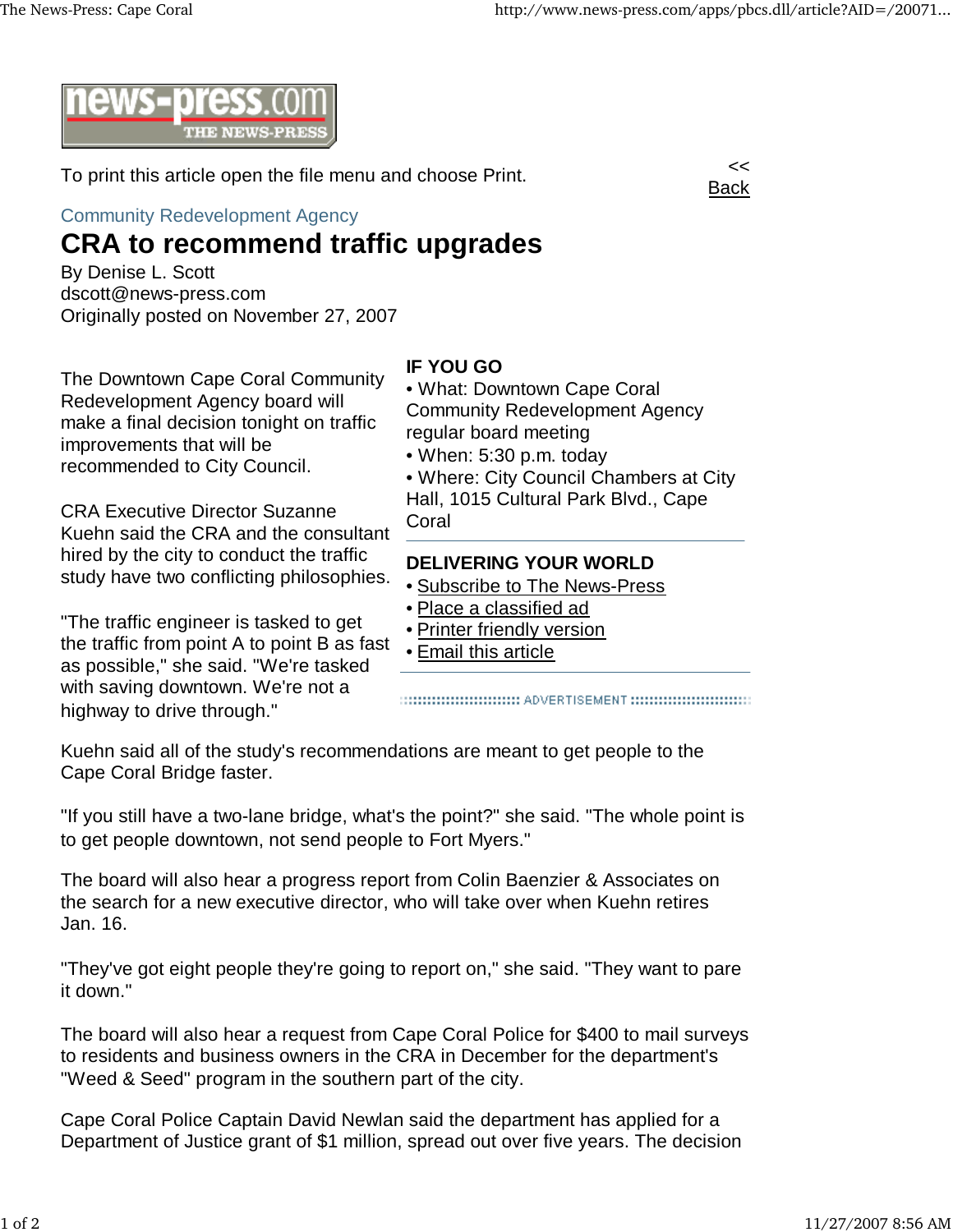news-press.com THE NEWS-PRESS

To print this article open the file menu and choose Print.

<< Back

Community Redevelopment Agency

# CRA to recommend traffic upgrades

By Denise L. Scott
dscott@news-press.com
Originally posted on November 27, 2007

The Downtown Cape Coral Community Redevelopment Agency board will make a final decision tonight on traffic improvements that will be recommended to City Council.

CRA Executive Director Suzanne Kuehn said the CRA and the consultant hired by the city to conduct the traffic study have two conflicting philosophies.

"The traffic engineer is tasked to get the traffic from point A to point B as fast as possible," she said. "We're tasked with saving downtown. We're not a highway to drive through."

**IF YOU GO**

- What: Downtown Cape Coral Community Redevelopment Agency regular board meeting
- When: 5:30 p.m. today
- Where: City Council Chambers at City Hall, 1015 Cultural Park Blvd., Cape Coral

**DELIVERING YOUR WORLD**

- Subscribe to The News-Press
- Place a classified ad
- Printer friendly version
- Email this article

ADVERTISEMENT

Kuehn said all of the study's recommendations are meant to get people to the Cape Coral Bridge faster.

"If you still have a two-lane bridge, what's the point?" she said. "The whole point is to get people downtown, not send people to Fort Myers."

The board will also hear a progress report from Colin Baenzier & Associates on the search for a new executive director, who will take over when Kuehn retires Jan. 16.

"They've got eight people they're going to report on," she said. "They want to pare it down."

The board will also hear a request from Cape Coral Police for $400 to mail surveys to residents and business owners in the CRA in December for the department's "Weed & Seed" program in the southern part of the city.

Cape Coral Police Captain David Newlan said the department has applied for a Department of Justice grant of $1 million, spread out over five years. The decision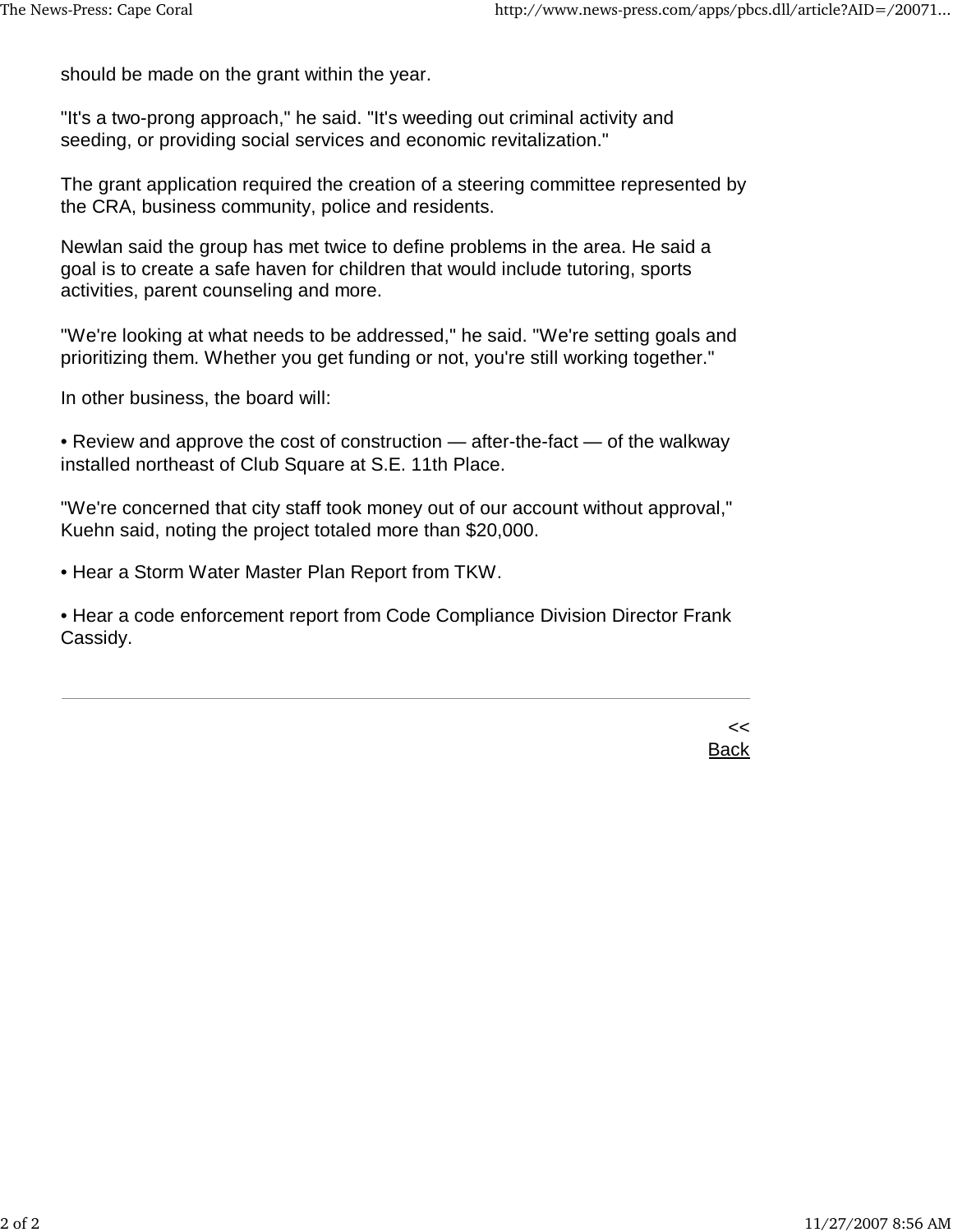should be made on the grant within the year.

"It's a two-prong approach," he said. "It's weeding out criminal activity and seeding, or providing social services and economic revitalization."

The grant application required the creation of a steering committee represented by the CRA, business community, police and residents.

Newlan said the group has met twice to define problems in the area. He said a goal is to create a safe haven for children that would include tutoring, sports activities, parent counseling and more.

"We're looking at what needs to be addressed," he said. "We're setting goals and prioritizing them. Whether you get funding or not, you're still working together."

In other business, the board will:

• Review and approve the cost of construction — after-the-fact — of the walkway installed northeast of Club Square at S.E. 11th Place.

"We're concerned that city staff took money out of our account without approval," Kuehn said, noting the project totaled more than $20,000.

• Hear a Storm Water Master Plan Report from TKW.

• Hear a code enforcement report from Code Compliance Division Director Frank Cassidy.

---

<< Back